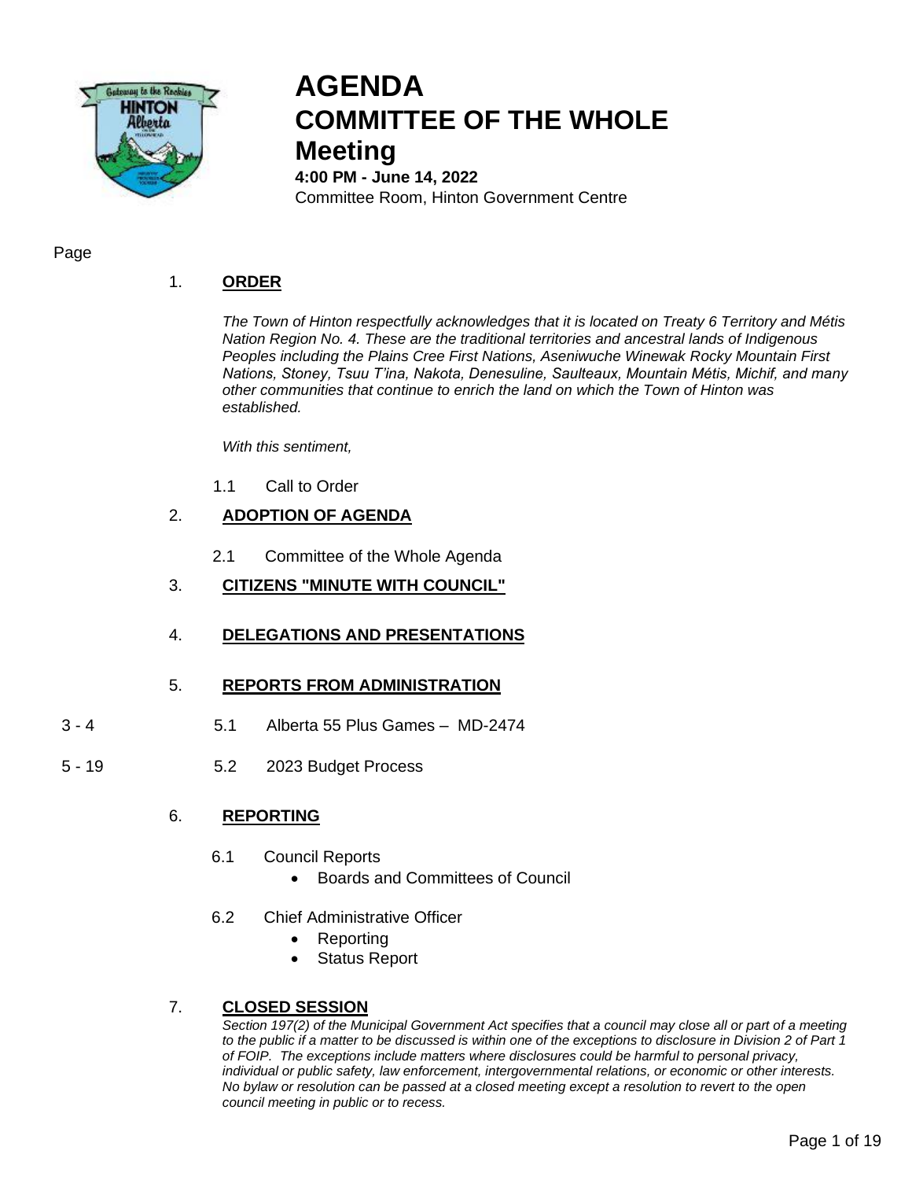# AGENDA
# COMMITTEE OF THE WHOLE
# Meeting

**4:00 PM - June 14, 2022**
Committee Room, Hinton Government Centre

Page

1. **ORDER**

   *The Town of Hinton respectfully acknowledges that it is located on Treaty 6 Territory and Métis Nation Region No. 4. These are the traditional territories and ancestral lands of Indigenous Peoples including the Plains Cree First Nations, Aseniwuche Winewak Rocky Mountain First Nations, Stoney, Tsuu T'ina, Nakota, Denesuline, Saulteaux, Mountain Métis, Michif, and many other communities that continue to enrich the land on which the Town of Hinton was established.*

   *With this sentiment,*

   1.1 Call to Order

2. **ADOPTION OF AGENDA**

   2.1 Committee of the Whole Agenda

3. **CITIZENS "MINUTE WITH COUNCIL"**

4. **DELEGATIONS AND PRESENTATIONS**

5. **REPORTS FROM ADMINISTRATION**

| Page | Item |
|---|---|
| 3 - 4 | 5.1 Alberta 55 Plus Games – MD-2474 |
| 5 - 19 | 5.2 2023 Budget Process |

6. **REPORTING**

   6.1 Council Reports
   - Boards and Committees of Council

   6.2 Chief Administrative Officer
   - Reporting
   - Status Report

7. **CLOSED SESSION**

   *Section 197(2) of the Municipal Government Act specifies that a council may close all or part of a meeting to the public if a matter to be discussed is within one of the exceptions to disclosure in Division 2 of Part 1 of FOIP. The exceptions include matters where disclosures could be harmful to personal privacy, individual or public safety, law enforcement, intergovernmental relations, or economic or other interests. No bylaw or resolution can be passed at a closed meeting except a resolution to revert to the open council meeting in public or to recess.*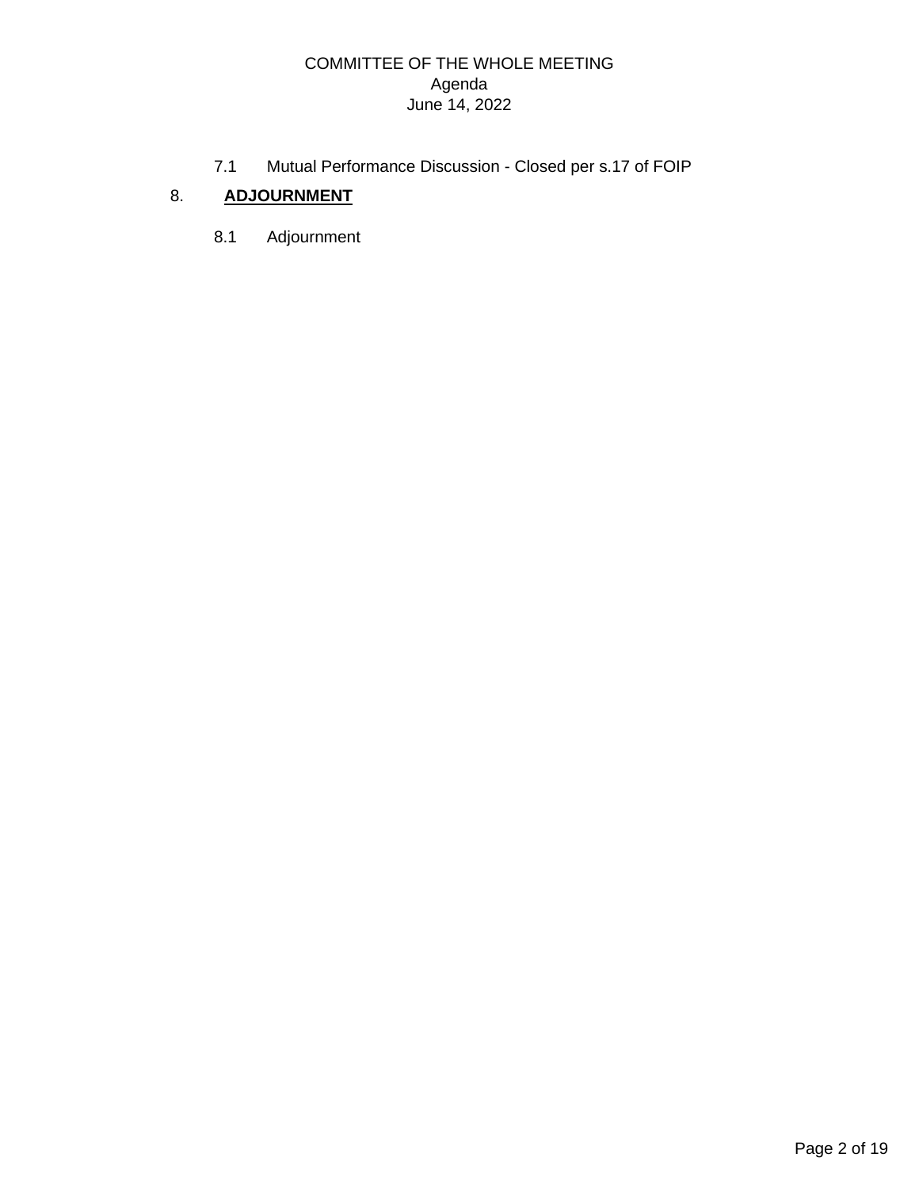7.1 Mutual Performance Discussion - Closed per s.17 of FOIP

## 8. **ADJOURNMENT**

8.1 Adjournment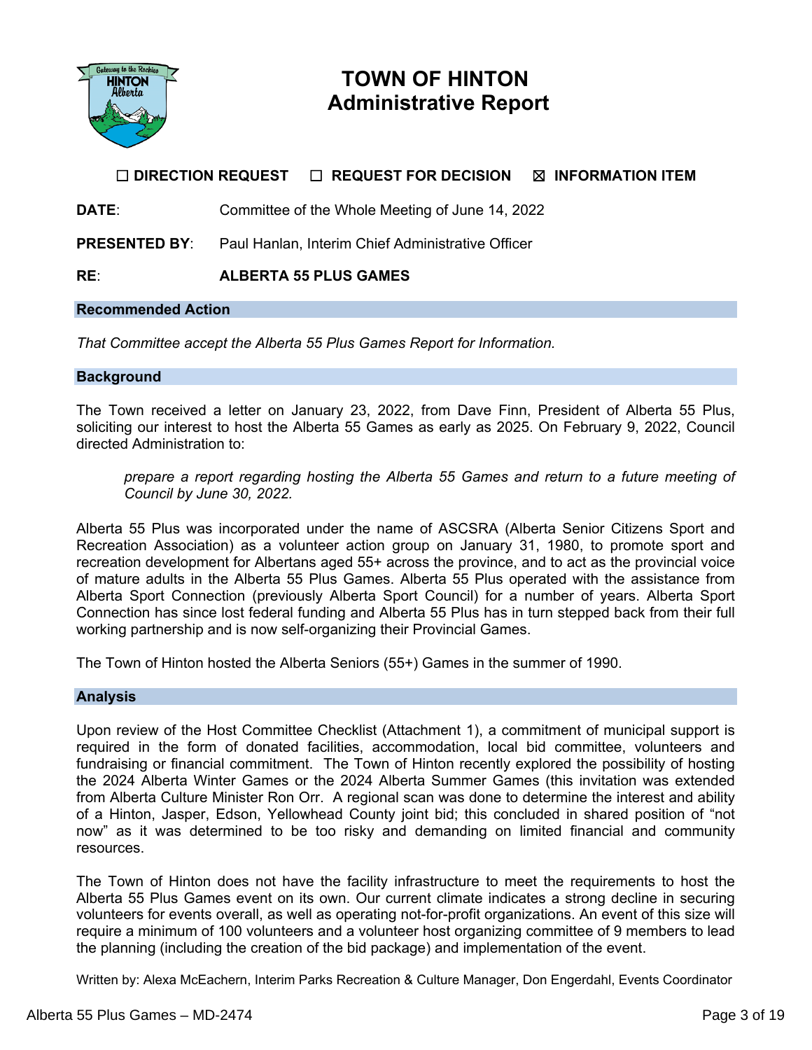# TOWN OF HINTON
# Administrative Report

☐ **DIRECTION REQUEST** ☐ **REQUEST FOR DECISION** ☒ **INFORMATION ITEM**

**DATE**: Committee of the Whole Meeting of June 14, 2022

**PRESENTED BY**: Paul Hanlan, Interim Chief Administrative Officer

**RE**: **ALBERTA 55 PLUS GAMES**

## Recommended Action

*That Committee accept the Alberta 55 Plus Games Report for Information.*

## Background

The Town received a letter on January 23, 2022, from Dave Finn, President of Alberta 55 Plus, soliciting our interest to host the Alberta 55 Games as early as 2025. On February 9, 2022, Council directed Administration to:

> *prepare a report regarding hosting the Alberta 55 Games and return to a future meeting of Council by June 30, 2022.*

Alberta 55 Plus was incorporated under the name of ASCSRA (Alberta Senior Citizens Sport and Recreation Association) as a volunteer action group on January 31, 1980, to promote sport and recreation development for Albertans aged 55+ across the province, and to act as the provincial voice of mature adults in the Alberta 55 Plus Games. Alberta 55 Plus operated with the assistance from Alberta Sport Connection (previously Alberta Sport Council) for a number of years. Alberta Sport Connection has since lost federal funding and Alberta 55 Plus has in turn stepped back from their full working partnership and is now self-organizing their Provincial Games.

The Town of Hinton hosted the Alberta Seniors (55+) Games in the summer of 1990.

## Analysis

Upon review of the Host Committee Checklist (Attachment 1), a commitment of municipal support is required in the form of donated facilities, accommodation, local bid committee, volunteers and fundraising or financial commitment. The Town of Hinton recently explored the possibility of hosting the 2024 Alberta Winter Games or the 2024 Alberta Summer Games (this invitation was extended from Alberta Culture Minister Ron Orr. A regional scan was done to determine the interest and ability of a Hinton, Jasper, Edson, Yellowhead County joint bid; this concluded in shared position of "not now" as it was determined to be too risky and demanding on limited financial and community resources.

The Town of Hinton does not have the facility infrastructure to meet the requirements to host the Alberta 55 Plus Games event on its own. Our current climate indicates a strong decline in securing volunteers for events overall, as well as operating not-for-profit organizations. An event of this size will require a minimum of 100 volunteers and a volunteer host organizing committee of 9 members to lead the planning (including the creation of the bid package) and implementation of the event.

Written by: Alexa McEachern, Interim Parks Recreation & Culture Manager, Don Engerdahl, Events Coordinator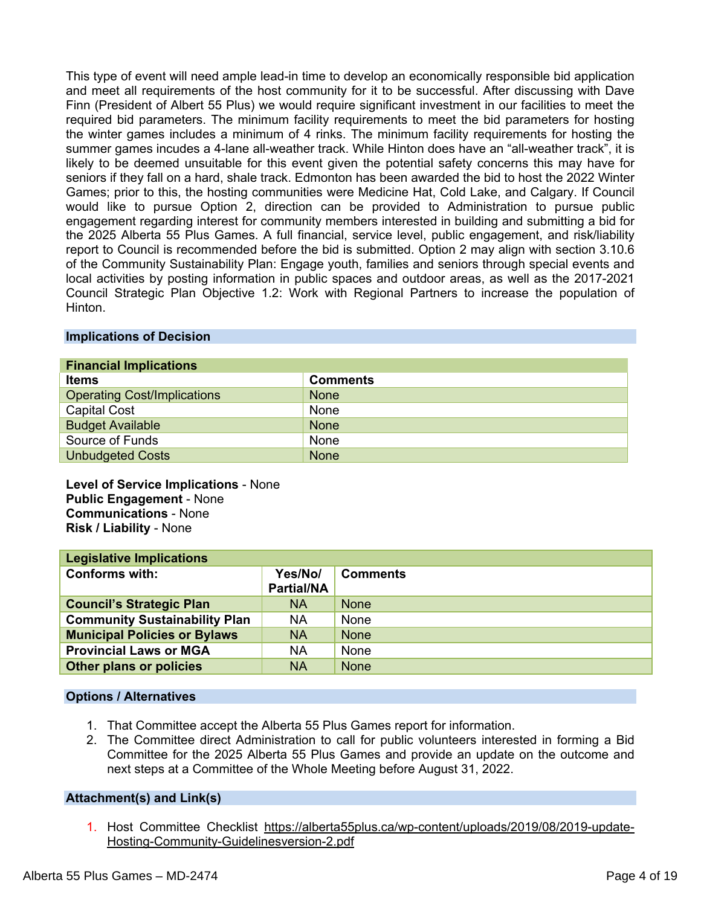This type of event will need ample lead-in time to develop an economically responsible bid application and meet all requirements of the host community for it to be successful. After discussing with Dave Finn (President of Albert 55 Plus) we would require significant investment in our facilities to meet the required bid parameters. The minimum facility requirements to meet the bid parameters for hosting the winter games includes a minimum of 4 rinks. The minimum facility requirements for hosting the summer games incudes a 4-lane all-weather track. While Hinton does have an "all-weather track", it is likely to be deemed unsuitable for this event given the potential safety concerns this may have for seniors if they fall on a hard, shale track. Edmonton has been awarded the bid to host the 2022 Winter Games; prior to this, the hosting communities were Medicine Hat, Cold Lake, and Calgary. If Council would like to pursue Option 2, direction can be provided to Administration to pursue public engagement regarding interest for community members interested in building and submitting a bid for the 2025 Alberta 55 Plus Games. A full financial, service level, public engagement, and risk/liability report to Council is recommended before the bid is submitted. Option 2 may align with section 3.10.6 of the Community Sustainability Plan: Engage youth, families and seniors through special events and local activities by posting information in public spaces and outdoor areas, as well as the 2017-2021 Council Strategic Plan Objective 1.2: Work with Regional Partners to increase the population of Hinton.

## Implications of Decision

| Financial Implications | |
|---|---|
| **Items** | **Comments** |
| Operating Cost/Implications | None |
| Capital Cost | None |
| Budget Available | None |
| Source of Funds | None |
| Unbudgeted Costs | None |

**Level of Service Implications** - None
**Public Engagement** - None
**Communications** - None
**Risk / Liability** - None

| Legislative Implications | | |
|---|---|---|
| **Conforms with:** | **Yes/No/ Partial/NA** | **Comments** |
| **Council's Strategic Plan** | NA | None |
| **Community Sustainability Plan** | NA | None |
| **Municipal Policies or Bylaws** | NA | None |
| **Provincial Laws or MGA** | NA | None |
| **Other plans or policies** | NA | None |

## Options / Alternatives

1. That Committee accept the Alberta 55 Plus Games report for information.
2. The Committee direct Administration to call for public volunteers interested in forming a Bid Committee for the 2025 Alberta 55 Plus Games and provide an update on the outcome and next steps at a Committee of the Whole Meeting before August 31, 2022.

## Attachment(s) and Link(s)

1. Host Committee Checklist https://alberta55plus.ca/wp-content/uploads/2019/08/2019-update-Hosting-Community-Guidelinesversion-2.pdf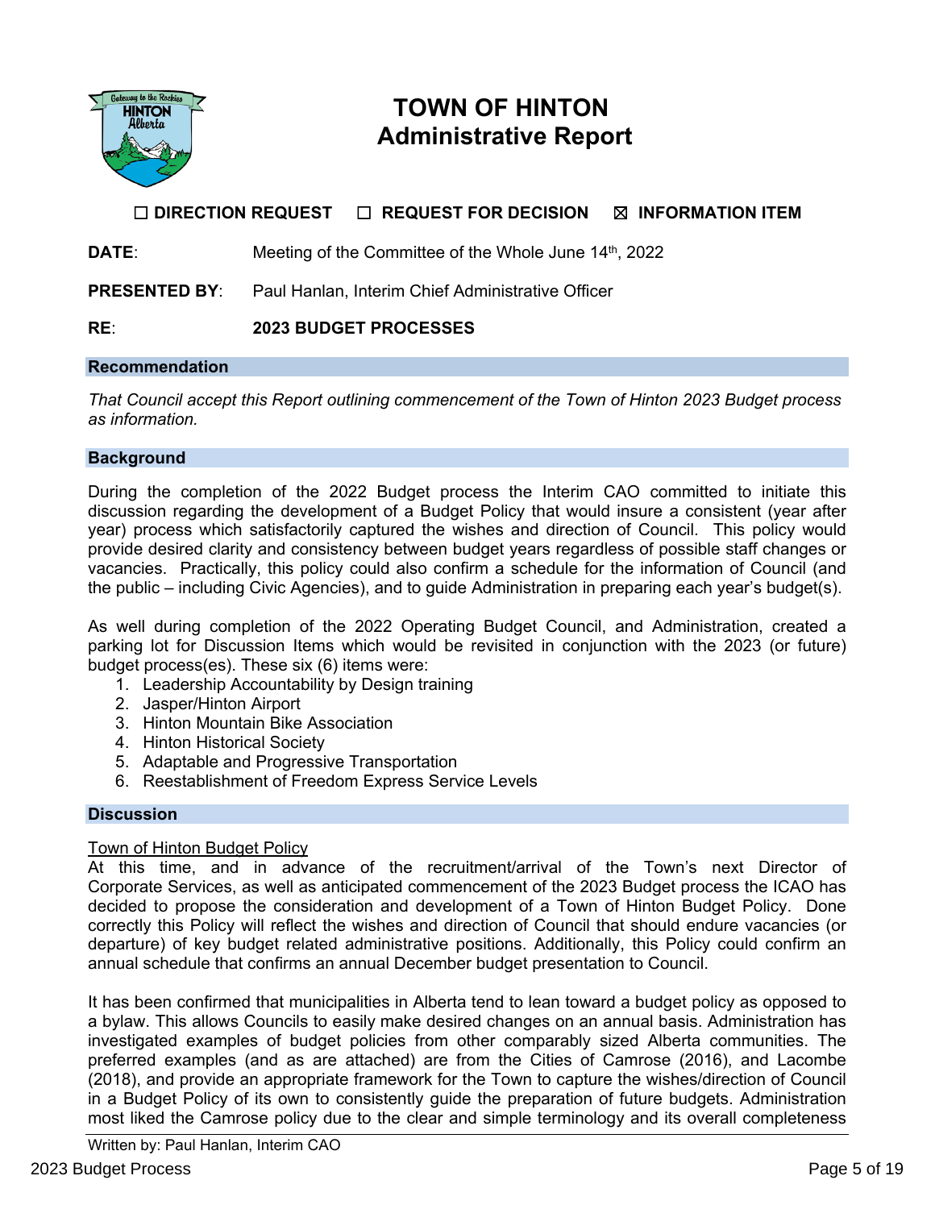# TOWN OF HINTON
# Administrative Report

☐ **DIRECTION REQUEST** ☐ **REQUEST FOR DECISION** ☒ **INFORMATION ITEM**

**DATE**: Meeting of the Committee of the Whole June 14th, 2022

**PRESENTED BY**: Paul Hanlan, Interim Chief Administrative Officer

**RE**: **2023 BUDGET PROCESSES**

## Recommendation

*That Council accept this Report outlining commencement of the Town of Hinton 2023 Budget process as information.*

## Background

During the completion of the 2022 Budget process the Interim CAO committed to initiate this discussion regarding the development of a Budget Policy that would insure a consistent (year after year) process which satisfactorily captured the wishes and direction of Council. This policy would provide desired clarity and consistency between budget years regardless of possible staff changes or vacancies. Practically, this policy could also confirm a schedule for the information of Council (and the public – including Civic Agencies), and to guide Administration in preparing each year's budget(s).

As well during completion of the 2022 Operating Budget Council, and Administration, created a parking lot for Discussion Items which would be revisited in conjunction with the 2023 (or future) budget process(es). These six (6) items were:

1. Leadership Accountability by Design training
2. Jasper/Hinton Airport
3. Hinton Mountain Bike Association
4. Hinton Historical Society
5. Adaptable and Progressive Transportation
6. Reestablishment of Freedom Express Service Levels

## Discussion

<u>Town of Hinton Budget Policy</u>

At this time, and in advance of the recruitment/arrival of the Town's next Director of Corporate Services, as well as anticipated commencement of the 2023 Budget process the ICAO has decided to propose the consideration and development of a Town of Hinton Budget Policy. Done correctly this Policy will reflect the wishes and direction of Council that should endure vacancies (or departure) of key budget related administrative positions. Additionally, this Policy could confirm an annual schedule that confirms an annual December budget presentation to Council.

It has been confirmed that municipalities in Alberta tend to lean toward a budget policy as opposed to a bylaw. This allows Councils to easily make desired changes on an annual basis. Administration has investigated examples of budget policies from other comparably sized Alberta communities. The preferred examples (and as are attached) are from the Cities of Camrose (2016), and Lacombe (2018), and provide an appropriate framework for the Town to capture the wishes/direction of Council in a Budget Policy of its own to consistently guide the preparation of future budgets. Administration most liked the Camrose policy due to the clear and simple terminology and its overall completeness

Written by: Paul Hanlan, Interim CAO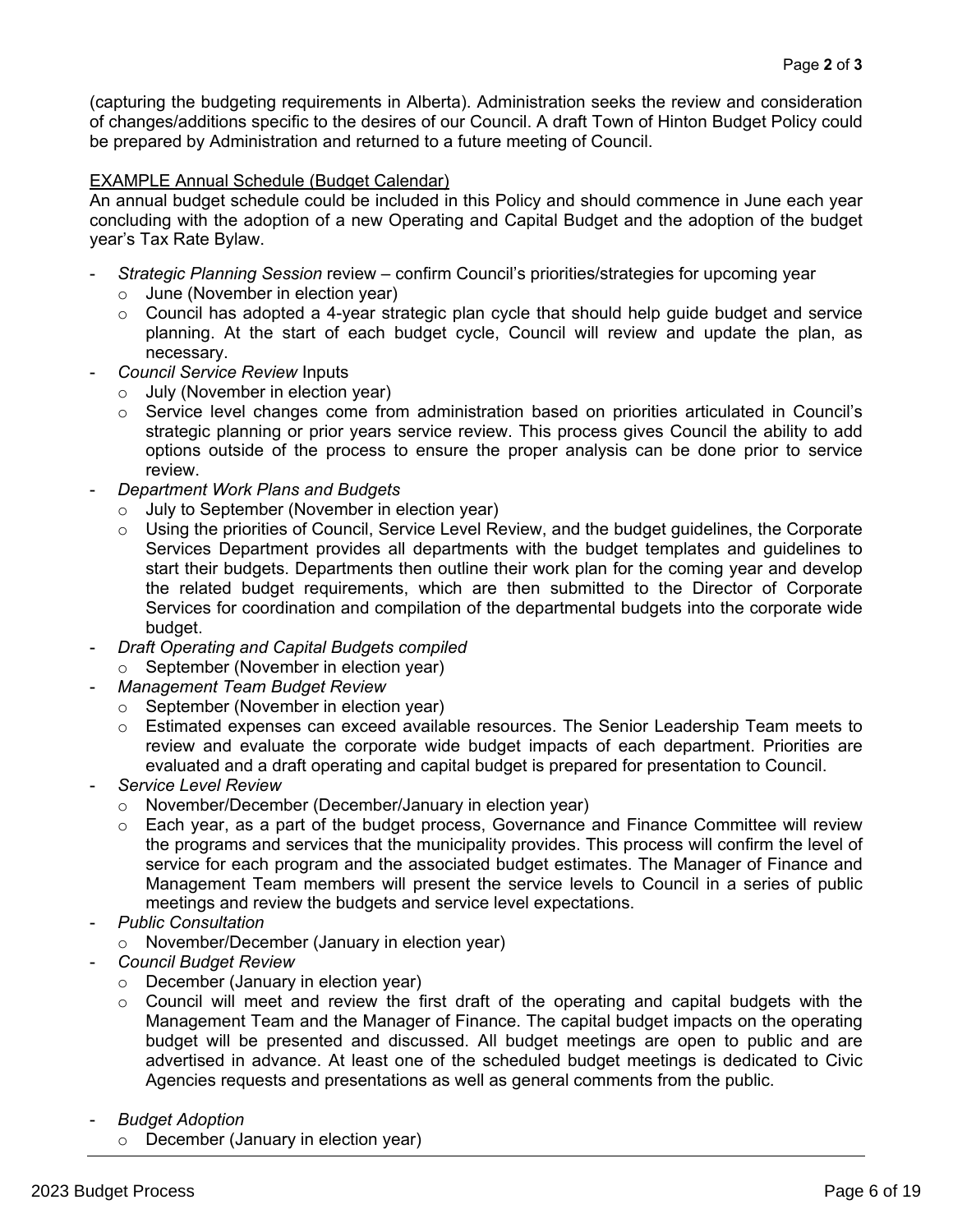(capturing the budgeting requirements in Alberta). Administration seeks the review and consideration of changes/additions specific to the desires of our Council. A draft Town of Hinton Budget Policy could be prepared by Administration and returned to a future meeting of Council.

<u>EXAMPLE Annual Schedule (Budget Calendar)</u>

An annual budget schedule could be included in this Policy and should commence in June each year concluding with the adoption of a new Operating and Capital Budget and the adoption of the budget year's Tax Rate Bylaw.

- *Strategic Planning Session* review – confirm Council's priorities/strategies for upcoming year
  - June (November in election year)
  - Council has adopted a 4-year strategic plan cycle that should help guide budget and service planning. At the start of each budget cycle, Council will review and update the plan, as necessary.
- *Council Service Review* Inputs
  - July (November in election year)
  - Service level changes come from administration based on priorities articulated in Council's strategic planning or prior years service review. This process gives Council the ability to add options outside of the process to ensure the proper analysis can be done prior to service review.
- *Department Work Plans and Budgets*
  - July to September (November in election year)
  - Using the priorities of Council, Service Level Review, and the budget guidelines, the Corporate Services Department provides all departments with the budget templates and guidelines to start their budgets. Departments then outline their work plan for the coming year and develop the related budget requirements, which are then submitted to the Director of Corporate Services for coordination and compilation of the departmental budgets into the corporate wide budget.
- *Draft Operating and Capital Budgets compiled*
  - September (November in election year)
- *Management Team Budget Review*
  - September (November in election year)
  - Estimated expenses can exceed available resources. The Senior Leadership Team meets to review and evaluate the corporate wide budget impacts of each department. Priorities are evaluated and a draft operating and capital budget is prepared for presentation to Council.
- *Service Level Review*
  - November/December (December/January in election year)
  - Each year, as a part of the budget process, Governance and Finance Committee will review the programs and services that the municipality provides. This process will confirm the level of service for each program and the associated budget estimates. The Manager of Finance and Management Team members will present the service levels to Council in a series of public meetings and review the budgets and service level expectations.
- *Public Consultation*
  - November/December (January in election year)
- *Council Budget Review*
  - December (January in election year)
  - Council will meet and review the first draft of the operating and capital budgets with the Management Team and the Manager of Finance. The capital budget impacts on the operating budget will be presented and discussed. All budget meetings are open to public and are advertised in advance. At least one of the scheduled budget meetings is dedicated to Civic Agencies requests and presentations as well as general comments from the public.
- *Budget Adoption*
  - December (January in election year)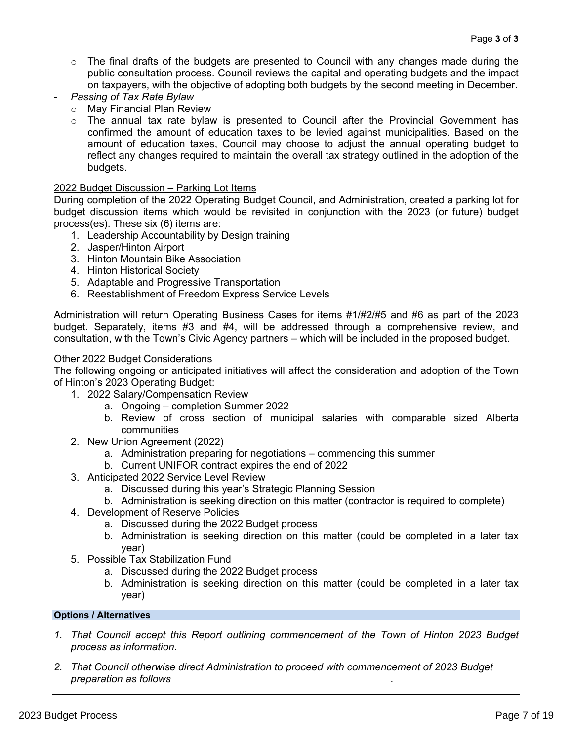- The final drafts of the budgets are presented to Council with any changes made during the public consultation process. Council reviews the capital and operating budgets and the impact on taxpayers, with the objective of adopting both budgets by the second meeting in December.
- *Passing of Tax Rate Bylaw*
  - May Financial Plan Review
  - The annual tax rate bylaw is presented to Council after the Provincial Government has confirmed the amount of education taxes to be levied against municipalities. Based on the amount of education taxes, Council may choose to adjust the annual operating budget to reflect any changes required to maintain the overall tax strategy outlined in the adoption of the budgets.

<u>2022 Budget Discussion – Parking Lot Items</u>

During completion of the 2022 Operating Budget Council, and Administration, created a parking lot for budget discussion items which would be revisited in conjunction with the 2023 (or future) budget process(es). These six (6) items are:

1. Leadership Accountability by Design training
2. Jasper/Hinton Airport
3. Hinton Mountain Bike Association
4. Hinton Historical Society
5. Adaptable and Progressive Transportation
6. Reestablishment of Freedom Express Service Levels

Administration will return Operating Business Cases for items #1/#2/#5 and #6 as part of the 2023 budget. Separately, items #3 and #4, will be addressed through a comprehensive review, and consultation, with the Town's Civic Agency partners – which will be included in the proposed budget.

<u>Other 2022 Budget Considerations</u>

The following ongoing or anticipated initiatives will affect the consideration and adoption of the Town of Hinton's 2023 Operating Budget:

1. 2022 Salary/Compensation Review
   a. Ongoing – completion Summer 2022
   b. Review of cross section of municipal salaries with comparable sized Alberta communities
2. New Union Agreement (2022)
   a. Administration preparing for negotiations – commencing this summer
   b. Current UNIFOR contract expires the end of 2022
3. Anticipated 2022 Service Level Review
   a. Discussed during this year's Strategic Planning Session
   b. Administration is seeking direction on this matter (contractor is required to complete)
4. Development of Reserve Policies
   a. Discussed during the 2022 Budget process
   b. Administration is seeking direction on this matter (could be completed in a later tax year)
5. Possible Tax Stabilization Fund
   a. Discussed during the 2022 Budget process
   b. Administration is seeking direction on this matter (could be completed in a later tax year)

**Options / Alternatives**

1. *That Council accept this Report outlining commencement of the Town of Hinton 2023 Budget process as information.*

2. *That Council otherwise direct Administration to proceed with commencement of 2023 Budget preparation as follows \_\_\_\_\_\_\_\_\_\_\_\_\_\_\_\_\_\_\_\_\_\_\_\_\_\_\_\_\_\_\_\_\_\_\_\_\_\_.*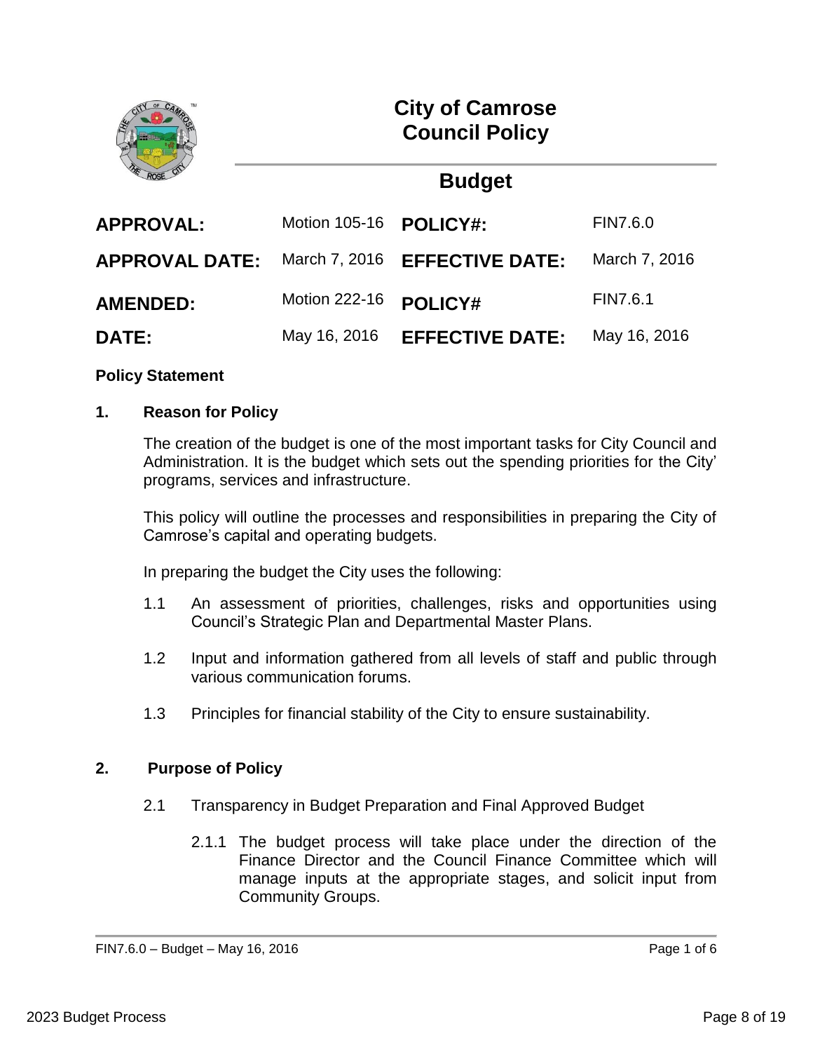# City of Camrose Council Policy

## Budget

| | | | |
|---|---|---|---|
| **APPROVAL:** | Motion 105-16 | **POLICY#:** | FIN7.6.0 |
| **APPROVAL DATE:** | March 7, 2016 | **EFFECTIVE DATE:** | March 7, 2016 |
| **AMENDED:** | Motion 222-16 | **POLICY#** | FIN7.6.1 |
| **DATE:** | May 16, 2016 | **EFFECTIVE DATE:** | May 16, 2016 |

**Policy Statement**

**1. Reason for Policy**

The creation of the budget is one of the most important tasks for City Council and Administration. It is the budget which sets out the spending priorities for the City' programs, services and infrastructure.

This policy will outline the processes and responsibilities in preparing the City of Camrose's capital and operating budgets.

In preparing the budget the City uses the following:

1.1 An assessment of priorities, challenges, risks and opportunities using Council's Strategic Plan and Departmental Master Plans.

1.2 Input and information gathered from all levels of staff and public through various communication forums.

1.3 Principles for financial stability of the City to ensure sustainability.

**2. Purpose of Policy**

2.1 Transparency in Budget Preparation and Final Approved Budget

2.1.1 The budget process will take place under the direction of the Finance Director and the Council Finance Committee which will manage inputs at the appropriate stages, and solicit input from Community Groups.

FIN7.6.0 – Budget – May 16, 2016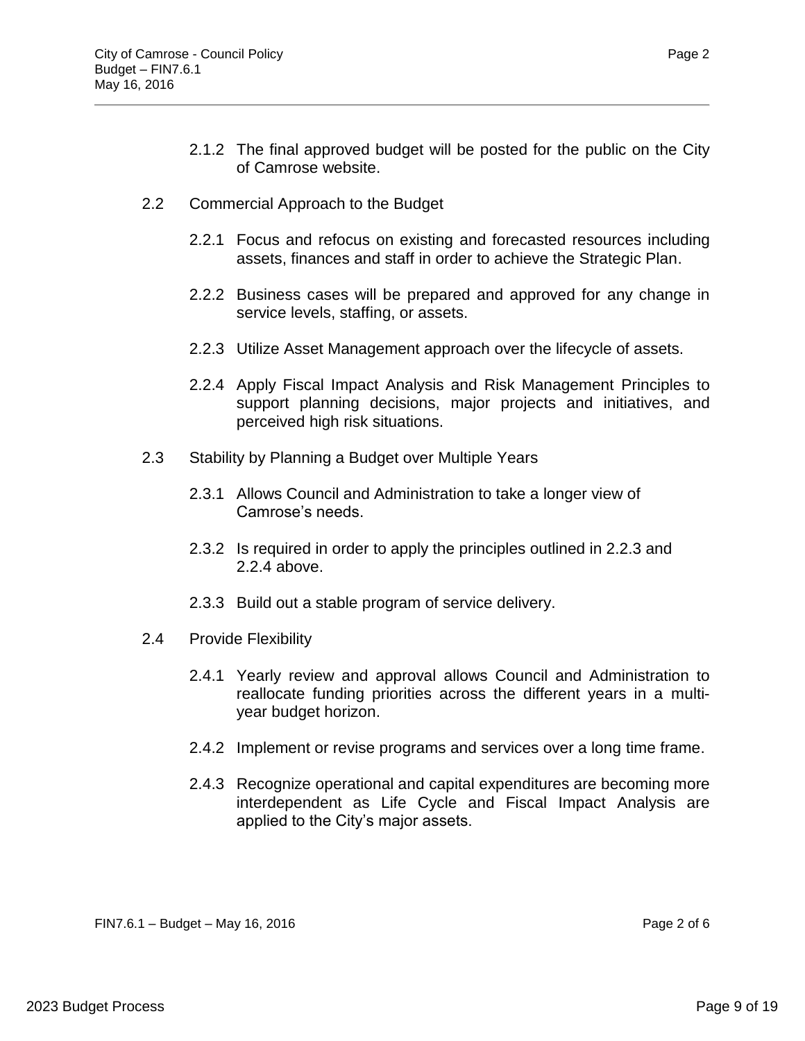2.1.2 The final approved budget will be posted for the public on the City of Camrose website.

2.2 Commercial Approach to the Budget

2.2.1 Focus and refocus on existing and forecasted resources including assets, finances and staff in order to achieve the Strategic Plan.

2.2.2 Business cases will be prepared and approved for any change in service levels, staffing, or assets.

2.2.3 Utilize Asset Management approach over the lifecycle of assets.

2.2.4 Apply Fiscal Impact Analysis and Risk Management Principles to support planning decisions, major projects and initiatives, and perceived high risk situations.

2.3 Stability by Planning a Budget over Multiple Years

2.3.1 Allows Council and Administration to take a longer view of Camrose's needs.

2.3.2 Is required in order to apply the principles outlined in 2.2.3 and 2.2.4 above.

2.3.3 Build out a stable program of service delivery.

2.4 Provide Flexibility

2.4.1 Yearly review and approval allows Council and Administration to reallocate funding priorities across the different years in a multi-year budget horizon.

2.4.2 Implement or revise programs and services over a long time frame.

2.4.3 Recognize operational and capital expenditures are becoming more interdependent as Life Cycle and Fiscal Impact Analysis are applied to the City's major assets.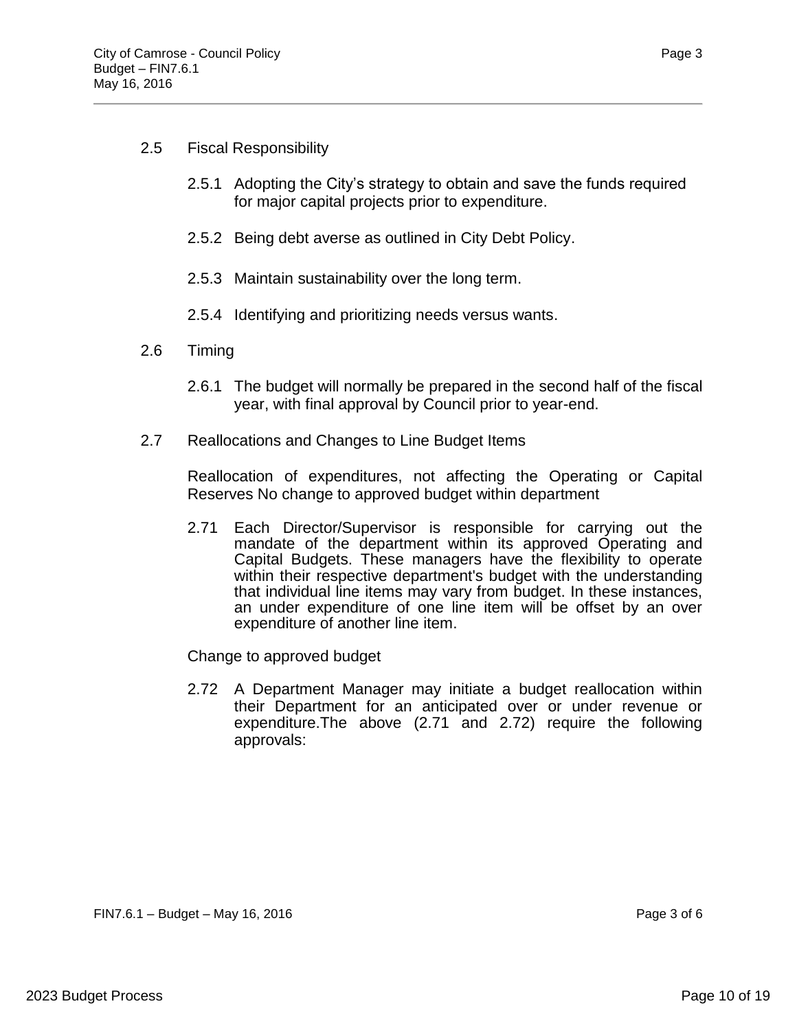2.5 Fiscal Responsibility

2.5.1 Adopting the City's strategy to obtain and save the funds required for major capital projects prior to expenditure.

2.5.2 Being debt averse as outlined in City Debt Policy.

2.5.3 Maintain sustainability over the long term.

2.5.4 Identifying and prioritizing needs versus wants.

2.6 Timing

2.6.1 The budget will normally be prepared in the second half of the fiscal year, with final approval by Council prior to year-end.

2.7 Reallocations and Changes to Line Budget Items

Reallocation of expenditures, not affecting the Operating or Capital Reserves No change to approved budget within department

2.71 Each Director/Supervisor is responsible for carrying out the mandate of the department within its approved Operating and Capital Budgets. These managers have the flexibility to operate within their respective department's budget with the understanding that individual line items may vary from budget. In these instances, an under expenditure of one line item will be offset by an over expenditure of another line item.

Change to approved budget

2.72 A Department Manager may initiate a budget reallocation within their Department for an anticipated over or under revenue or expenditure.The above (2.71 and 2.72) require the following approvals: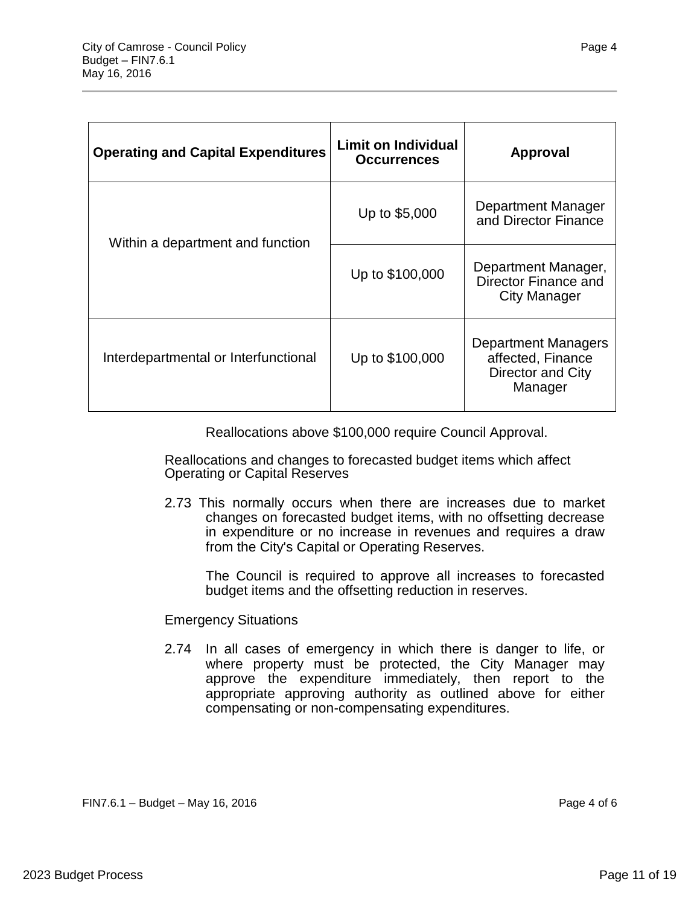| Operating and Capital Expenditures | Limit on Individual Occurrences | Approval |
| --- | --- | --- |
| Within a department and function | Up to $5,000 | Department Manager and Director Finance |
| | Up to $100,000 | Department Manager, Director Finance and City Manager |
| Interdepartmental or Interfunctional | Up to $100,000 | Department Managers affected, Finance Director and City Manager |

Reallocations above $100,000 require Council Approval.

Reallocations and changes to forecasted budget items which affect Operating or Capital Reserves

2.73 This normally occurs when there are increases due to market changes on forecasted budget items, with no offsetting decrease in expenditure or no increase in revenues and requires a draw from the City's Capital or Operating Reserves.

The Council is required to approve all increases to forecasted budget items and the offsetting reduction in reserves.

Emergency Situations

2.74 In all cases of emergency in which there is danger to life, or where property must be protected, the City Manager may approve the expenditure immediately, then report to the appropriate approving authority as outlined above for either compensating or non-compensating expenditures.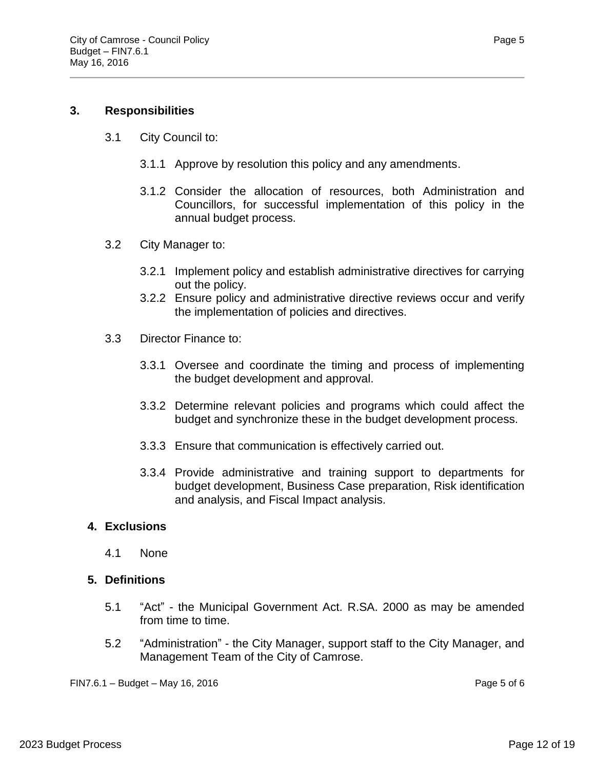## 3. Responsibilities

3.1 City Council to:

3.1.1 Approve by resolution this policy and any amendments.

3.1.2 Consider the allocation of resources, both Administration and Councillors, for successful implementation of this policy in the annual budget process.

3.2 City Manager to:

3.2.1 Implement policy and establish administrative directives for carrying out the policy.

3.2.2 Ensure policy and administrative directive reviews occur and verify the implementation of policies and directives.

3.3 Director Finance to:

3.3.1 Oversee and coordinate the timing and process of implementing the budget development and approval.

3.3.2 Determine relevant policies and programs which could affect the budget and synchronize these in the budget development process.

3.3.3 Ensure that communication is effectively carried out.

3.3.4 Provide administrative and training support to departments for budget development, Business Case preparation, Risk identification and analysis, and Fiscal Impact analysis.

## 4. Exclusions

4.1 None

## 5. Definitions

5.1 "Act" - the Municipal Government Act. R.SA. 2000 as may be amended from time to time.

5.2 "Administration" - the City Manager, support staff to the City Manager, and Management Team of the City of Camrose.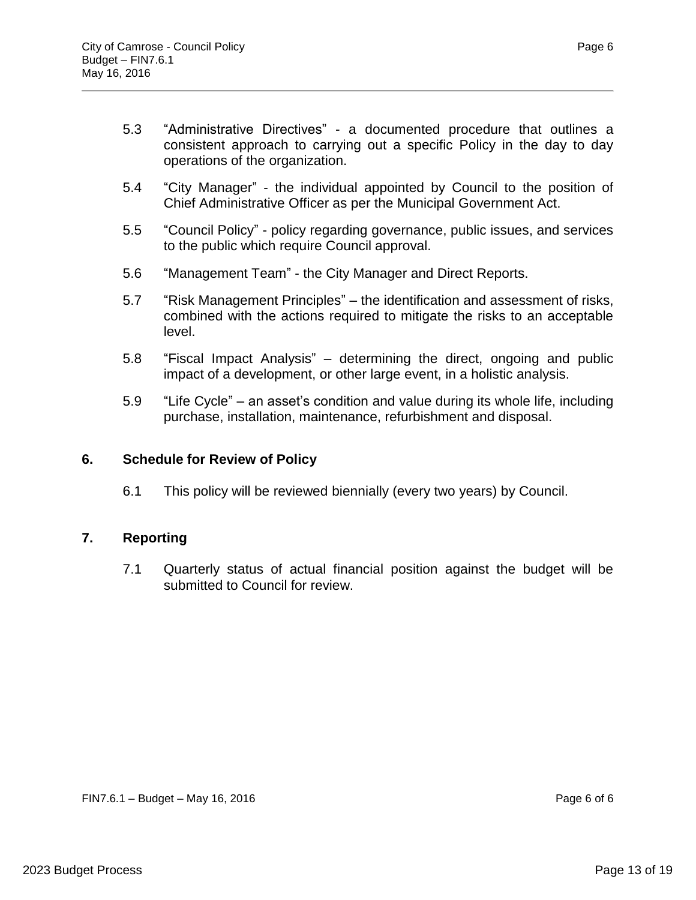5.3 “Administrative Directives” - a documented procedure that outlines a consistent approach to carrying out a specific Policy in the day to day operations of the organization.

5.4 “City Manager” - the individual appointed by Council to the position of Chief Administrative Officer as per the Municipal Government Act.

5.5 “Council Policy” - policy regarding governance, public issues, and services to the public which require Council approval.

5.6 “Management Team” - the City Manager and Direct Reports.

5.7 “Risk Management Principles” – the identification and assessment of risks, combined with the actions required to mitigate the risks to an acceptable level.

5.8 “Fiscal Impact Analysis” – determining the direct, ongoing and public impact of a development, or other large event, in a holistic analysis.

5.9 “Life Cycle” – an asset’s condition and value during its whole life, including purchase, installation, maintenance, refurbishment and disposal.

## 6. Schedule for Review of Policy

6.1 This policy will be reviewed biennially (every two years) by Council.

## 7. Reporting

7.1 Quarterly status of actual financial position against the budget will be submitted to Council for review.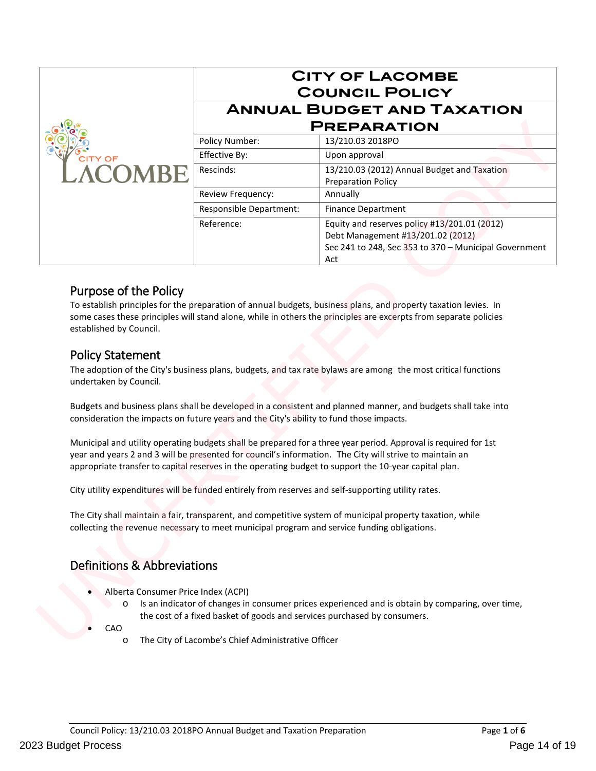| | City of Lacombe Council Policy | |
|---|---|---|
| | **Annual Budget and Taxation Preparation** | |
| | Policy Number: | 13/210.03 2018PO |
| | Effective By: | Upon approval |
| | Rescinds: | 13/210.03 (2012) Annual Budget and Taxation Preparation Policy |
| | Review Frequency: | Annually |
| | Responsible Department: | Finance Department |
| | Reference: | Equity and reserves policy #13/201.01 (2012)<br>Debt Management #13/201.02 (2012)<br>Sec 241 to 248, Sec 353 to 370 – Municipal Government Act |

## Purpose of the Policy

To establish principles for the preparation of annual budgets, business plans, and property taxation levies. In some cases these principles will stand alone, while in others the principles are excerpts from separate policies established by Council.

## Policy Statement

The adoption of the City's business plans, budgets, and tax rate bylaws are among the most critical functions undertaken by Council.

Budgets and business plans shall be developed in a consistent and planned manner, and budgets shall take into consideration the impacts on future years and the City's ability to fund those impacts.

Municipal and utility operating budgets shall be prepared for a three year period. Approval is required for 1st year and years 2 and 3 will be presented for council's information. The City will strive to maintain an appropriate transfer to capital reserves in the operating budget to support the 10-year capital plan.

City utility expenditures will be funded entirely from reserves and self-supporting utility rates.

The City shall maintain a fair, transparent, and competitive system of municipal property taxation, while collecting the revenue necessary to meet municipal program and service funding obligations.

## Definitions & Abbreviations

- Alberta Consumer Price Index (ACPI)
  - Is an indicator of changes in consumer prices experienced and is obtain by comparing, over time, the cost of a fixed basket of goods and services purchased by consumers.
- CAO
  - The City of Lacombe's Chief Administrative Officer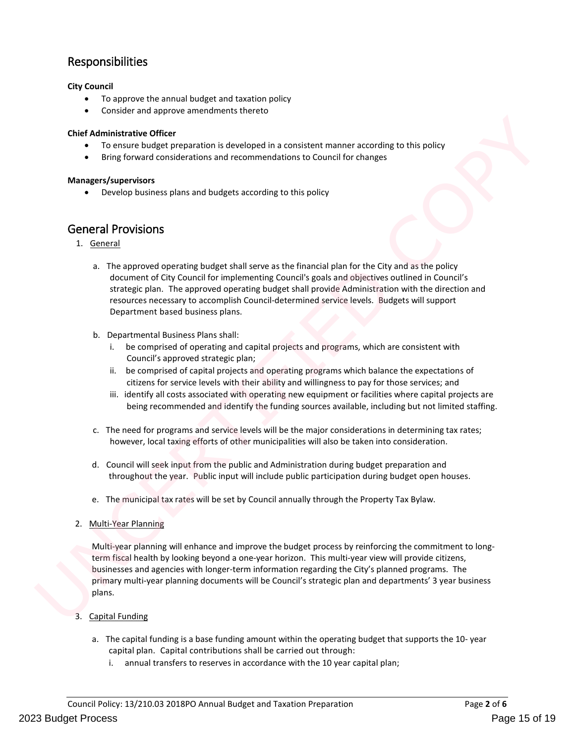## Responsibilities

**City Council**

- To approve the annual budget and taxation policy
- Consider and approve amendments thereto

**Chief Administrative Officer**

- To ensure budget preparation is developed in a consistent manner according to this policy
- Bring forward considerations and recommendations to Council for changes

**Managers/supervisors**

- Develop business plans and budgets according to this policy

## General Provisions

1. General

   a. The approved operating budget shall serve as the financial plan for the City and as the policy document of City Council for implementing Council's goals and objectives outlined in Council's strategic plan. The approved operating budget shall provide Administration with the direction and resources necessary to accomplish Council-determined service levels. Budgets will support Department based business plans.

   b. Departmental Business Plans shall:
      i. be comprised of operating and capital projects and programs, which are consistent with Council's approved strategic plan;
      ii. be comprised of capital projects and operating programs which balance the expectations of citizens for service levels with their ability and willingness to pay for those services; and
      iii. identify all costs associated with operating new equipment or facilities where capital projects are being recommended and identify the funding sources available, including but not limited staffing.

   c. The need for programs and service levels will be the major considerations in determining tax rates; however, local taxing efforts of other municipalities will also be taken into consideration.

   d. Council will seek input from the public and Administration during budget preparation and throughout the year. Public input will include public participation during budget open houses.

   e. The municipal tax rates will be set by Council annually through the Property Tax Bylaw.

2. Multi-Year Planning

   Multi-year planning will enhance and improve the budget process by reinforcing the commitment to long-term fiscal health by looking beyond a one-year horizon. This multi-year view will provide citizens, businesses and agencies with longer-term information regarding the City's planned programs. The primary multi-year planning documents will be Council's strategic plan and departments' 3 year business plans.

3. Capital Funding

   a. The capital funding is a base funding amount within the operating budget that supports the 10- year capital plan. Capital contributions shall be carried out through:
      i. annual transfers to reserves in accordance with the 10 year capital plan;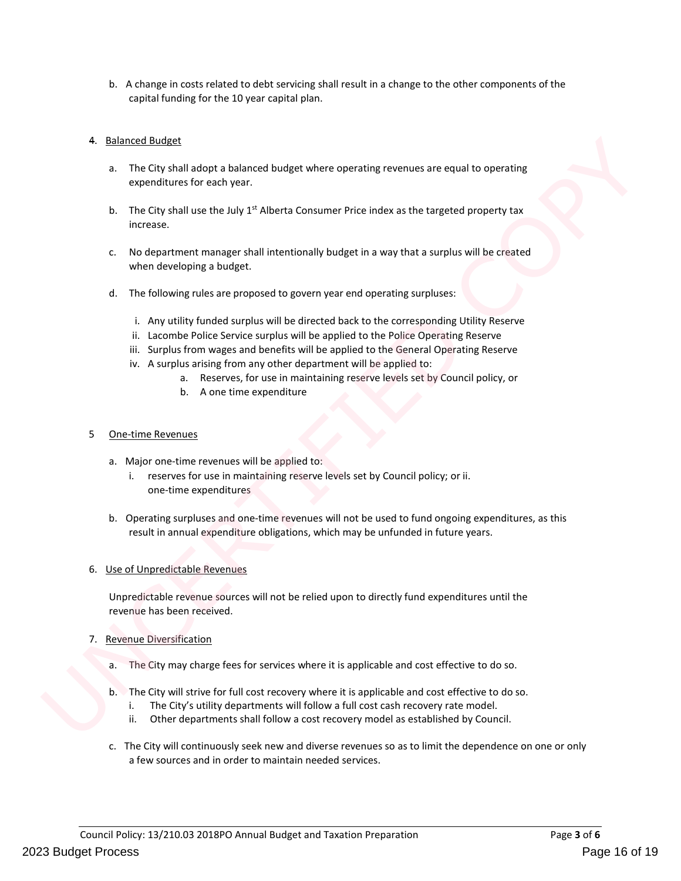b. A change in costs related to debt servicing shall result in a change to the other components of the capital funding for the 10 year capital plan.

4. Balanced Budget

   a. The City shall adopt a balanced budget where operating revenues are equal to operating expenditures for each year.

   b. The City shall use the July 1st Alberta Consumer Price index as the targeted property tax increase.

   c. No department manager shall intentionally budget in a way that a surplus will be created when developing a budget.

   d. The following rules are proposed to govern year end operating surpluses:

      i. Any utility funded surplus will be directed back to the corresponding Utility Reserve
      ii. Lacombe Police Service surplus will be applied to the Police Operating Reserve
      iii. Surplus from wages and benefits will be applied to the General Operating Reserve
      iv. A surplus arising from any other department will be applied to:
         a. Reserves, for use in maintaining reserve levels set by Council policy, or
         b. A one time expenditure

5 One-time Revenues

   a. Major one-time revenues will be applied to:
      i. reserves for use in maintaining reserve levels set by Council policy; or ii. one-time expenditures

   b. Operating surpluses and one-time revenues will not be used to fund ongoing expenditures, as this result in annual expenditure obligations, which may be unfunded in future years.

6. Use of Unpredictable Revenues

   Unpredictable revenue sources will not be relied upon to directly fund expenditures until the revenue has been received.

7. Revenue Diversification

   a. The City may charge fees for services where it is applicable and cost effective to do so.

   b. The City will strive for full cost recovery where it is applicable and cost effective to do so.
      i. The City's utility departments will follow a full cost cash recovery rate model.
      ii. Other departments shall follow a cost recovery model as established by Council.

   c. The City will continuously seek new and diverse revenues so as to limit the dependence on one or only a few sources and in order to maintain needed services.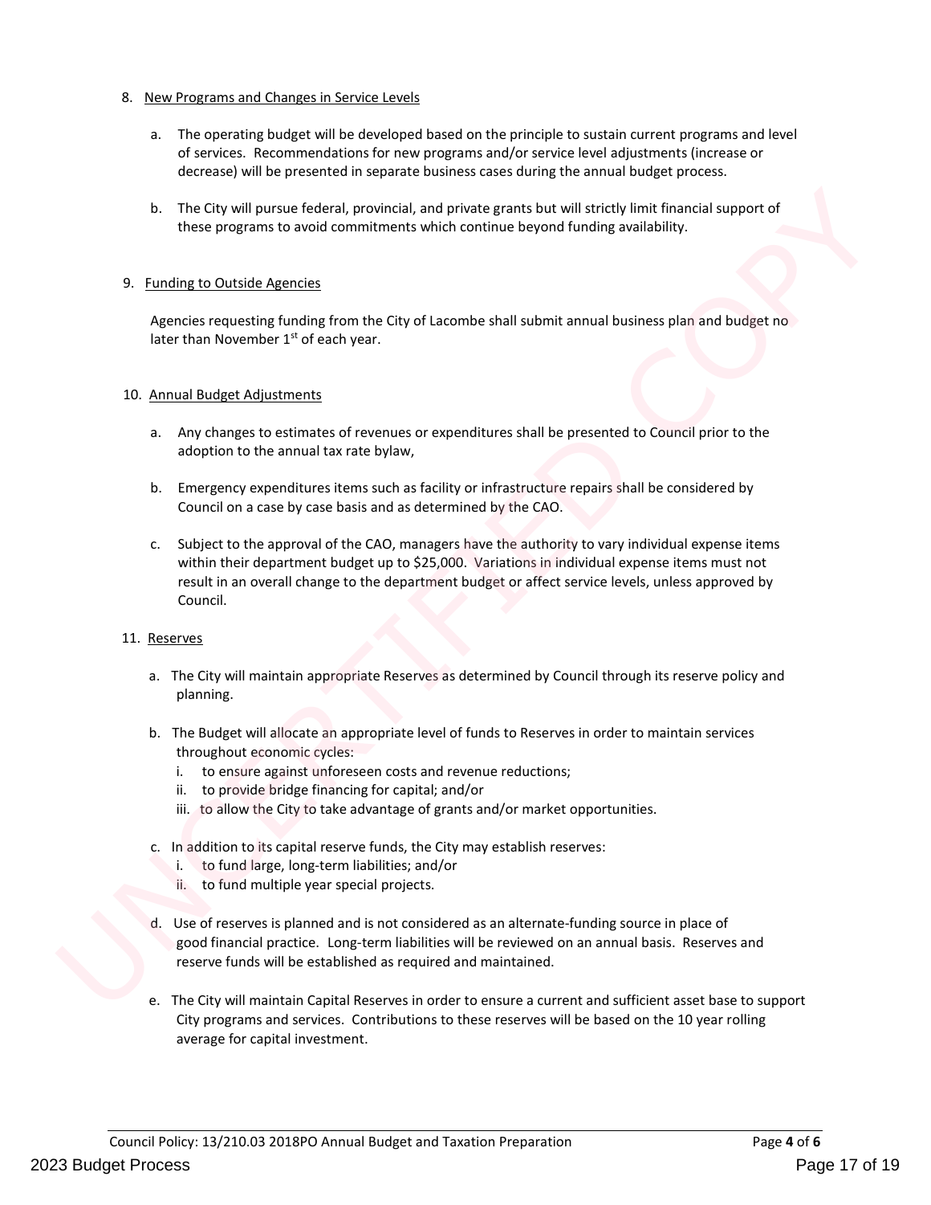8. New Programs and Changes in Service Levels

   a. The operating budget will be developed based on the principle to sustain current programs and level of services. Recommendations for new programs and/or service level adjustments (increase or decrease) will be presented in separate business cases during the annual budget process.

   b. The City will pursue federal, provincial, and private grants but will strictly limit financial support of these programs to avoid commitments which continue beyond funding availability.

9. Funding to Outside Agencies

   Agencies requesting funding from the City of Lacombe shall submit annual business plan and budget no later than November 1st of each year.

10. Annual Budget Adjustments

    a. Any changes to estimates of revenues or expenditures shall be presented to Council prior to the adoption to the annual tax rate bylaw,

    b. Emergency expenditures items such as facility or infrastructure repairs shall be considered by Council on a case by case basis and as determined by the CAO.

    c. Subject to the approval of the CAO, managers have the authority to vary individual expense items within their department budget up to $25,000. Variations in individual expense items must not result in an overall change to the department budget or affect service levels, unless approved by Council.

11. Reserves

    a. The City will maintain appropriate Reserves as determined by Council through its reserve policy and planning.

    b. The Budget will allocate an appropriate level of funds to Reserves in order to maintain services throughout economic cycles:
       i. to ensure against unforeseen costs and revenue reductions;
       ii. to provide bridge financing for capital; and/or
       iii. to allow the City to take advantage of grants and/or market opportunities.

    c. In addition to its capital reserve funds, the City may establish reserves:
       i. to fund large, long-term liabilities; and/or
       ii. to fund multiple year special projects.

    d. Use of reserves is planned and is not considered as an alternate-funding source in place of good financial practice. Long-term liabilities will be reviewed on an annual basis. Reserves and reserve funds will be established as required and maintained.

    e. The City will maintain Capital Reserves in order to ensure a current and sufficient asset base to support City programs and services. Contributions to these reserves will be based on the 10 year rolling average for capital investment.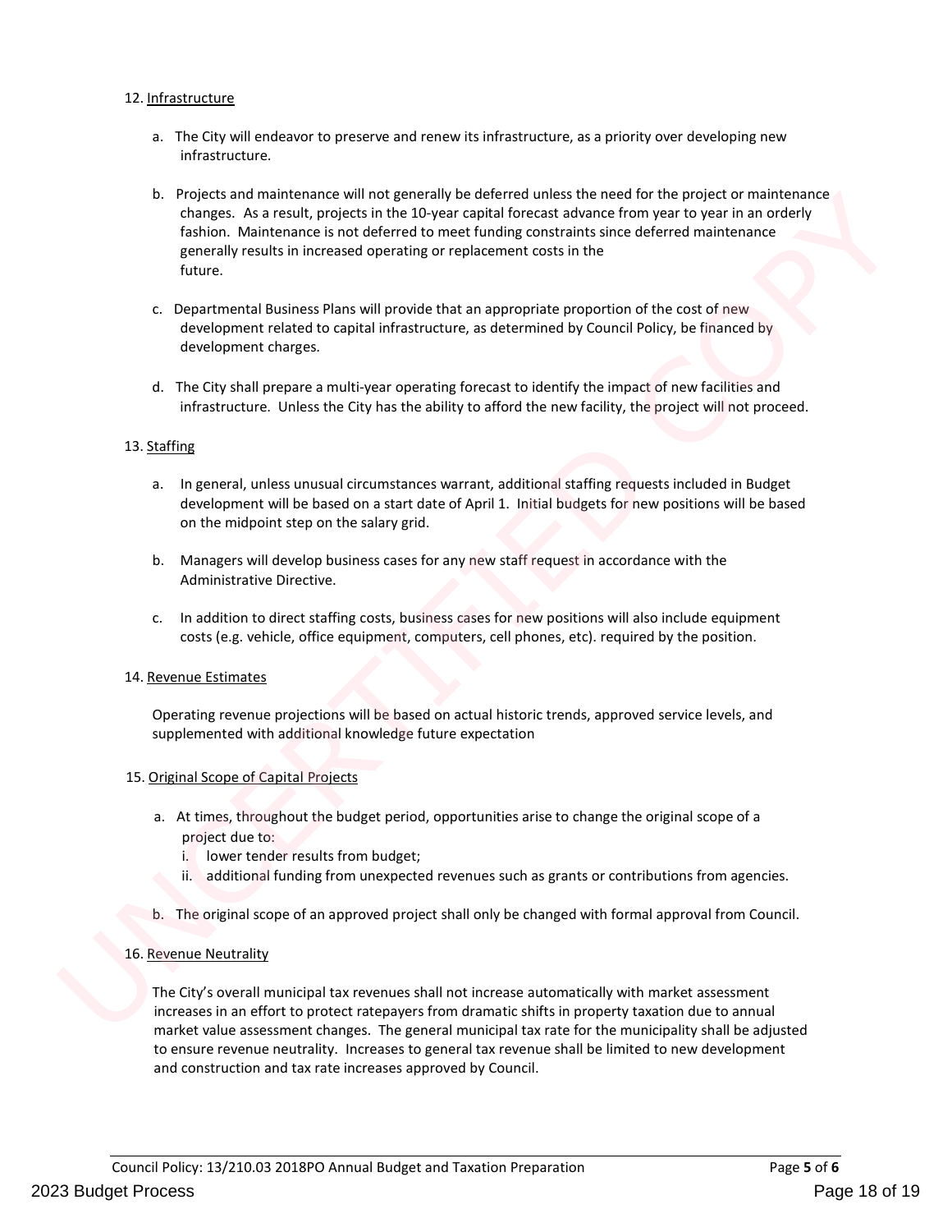12. Infrastructure

   a. The City will endeavor to preserve and renew its infrastructure, as a priority over developing new infrastructure.

   b. Projects and maintenance will not generally be deferred unless the need for the project or maintenance changes. As a result, projects in the 10-year capital forecast advance from year to year in an orderly fashion. Maintenance is not deferred to meet funding constraints since deferred maintenance generally results in increased operating or replacement costs in the future.

   c. Departmental Business Plans will provide that an appropriate proportion of the cost of new development related to capital infrastructure, as determined by Council Policy, be financed by development charges.

   d. The City shall prepare a multi-year operating forecast to identify the impact of new facilities and infrastructure. Unless the City has the ability to afford the new facility, the project will not proceed.

13. Staffing

   a. In general, unless unusual circumstances warrant, additional staffing requests included in Budget development will be based on a start date of April 1. Initial budgets for new positions will be based on the midpoint step on the salary grid.

   b. Managers will develop business cases for any new staff request in accordance with the Administrative Directive.

   c. In addition to direct staffing costs, business cases for new positions will also include equipment costs (e.g. vehicle, office equipment, computers, cell phones, etc). required by the position.

14. Revenue Estimates

   Operating revenue projections will be based on actual historic trends, approved service levels, and supplemented with additional knowledge future expectation

15. Original Scope of Capital Projects

   a. At times, throughout the budget period, opportunities arise to change the original scope of a project due to:
      i. lower tender results from budget;
      ii. additional funding from unexpected revenues such as grants or contributions from agencies.

   b. The original scope of an approved project shall only be changed with formal approval from Council.

16. Revenue Neutrality

   The City's overall municipal tax revenues shall not increase automatically with market assessment increases in an effort to protect ratepayers from dramatic shifts in property taxation due to annual market value assessment changes. The general municipal tax rate for the municipality shall be adjusted to ensure revenue neutrality. Increases to general tax revenue shall be limited to new development and construction and tax rate increases approved by Council.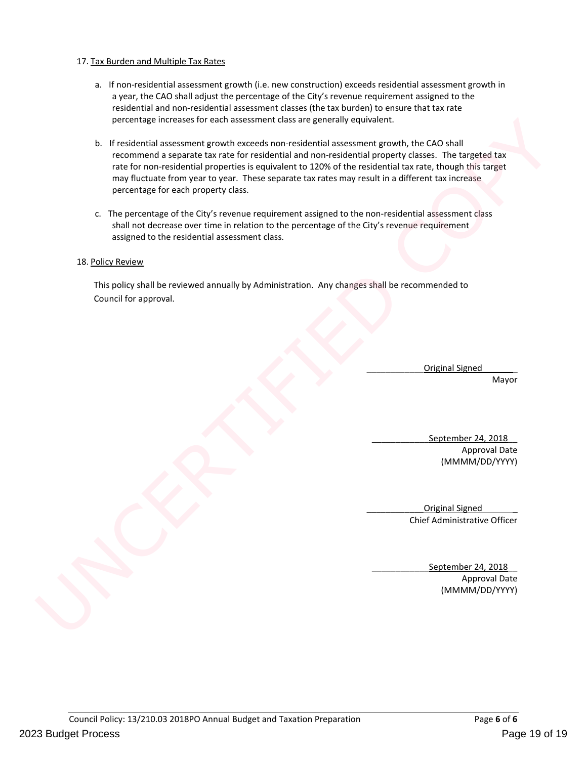17. <u>Tax Burden and Multiple Tax Rates</u>

a. If non-residential assessment growth (i.e. new construction) exceeds residential assessment growth in a year, the CAO shall adjust the percentage of the City's revenue requirement assigned to the residential and non-residential assessment classes (the tax burden) to ensure that tax rate percentage increases for each assessment class are generally equivalent.

b. If residential assessment growth exceeds non-residential assessment growth, the CAO shall recommend a separate tax rate for residential and non-residential property classes. The targeted tax rate for non-residential properties is equivalent to 120% of the residential tax rate, though this target may fluctuate from year to year. These separate tax rates may result in a different tax increase percentage for each property class.

c. The percentage of the City's revenue requirement assigned to the non-residential assessment class shall not decrease over time in relation to the percentage of the City's revenue requirement assigned to the residential assessment class.

18. <u>Policy Review</u>

This policy shall be reviewed annually by Administration. Any changes shall be recommended to Council for approval.

Original Signed
Mayor

September 24, 2018
Approval Date
(MMMM/DD/YYYY)

Original Signed
Chief Administrative Officer

September 24, 2018
Approval Date
(MMMM/DD/YYYY)

Council Policy: 13/210.03 2018PO Annual Budget and Taxation Preparation